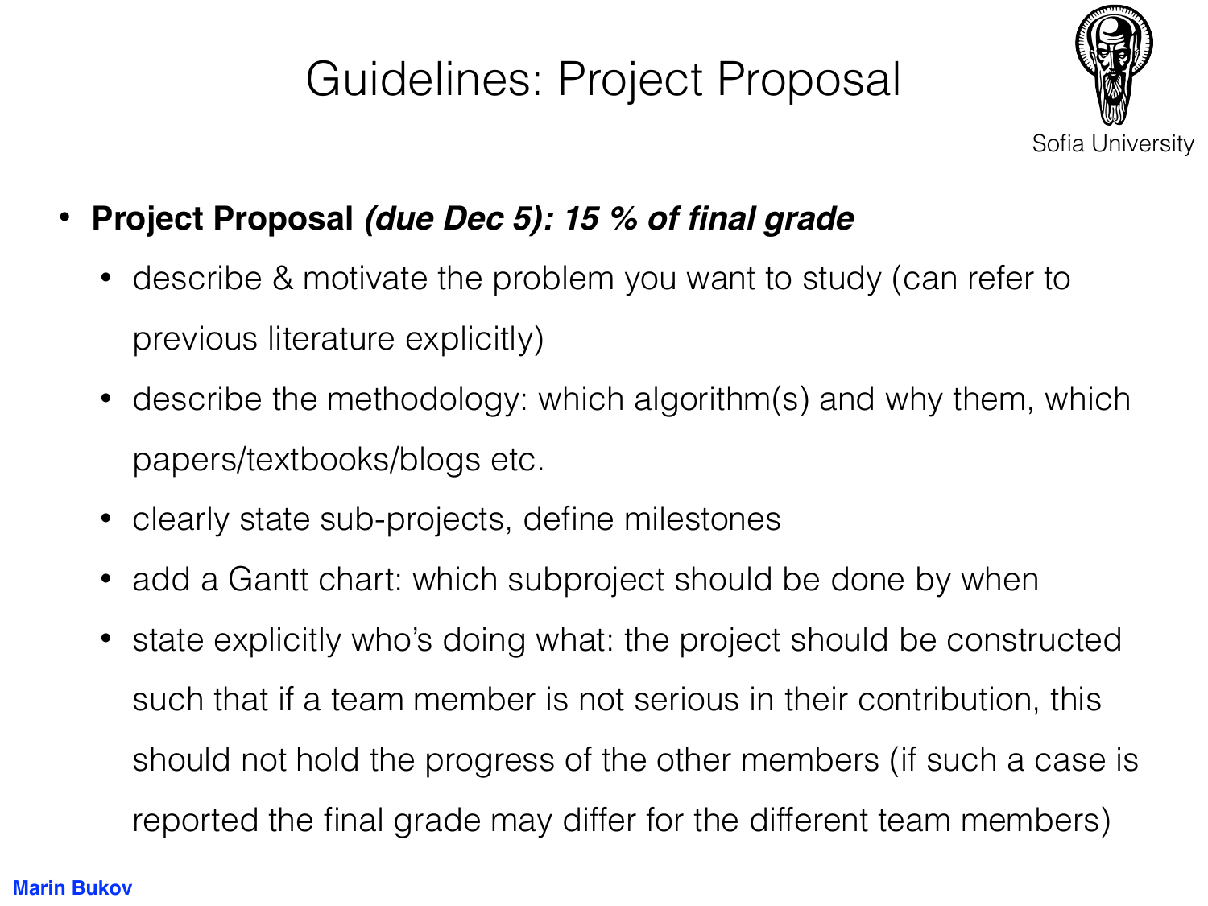# Guidelines: Project Proposal

Sofia University

- **Project Proposal *(due Dec 5): 15 % of final grade***
  - describe & motivate the problem you want to study (can refer to previous literature explicitly)
  - describe the methodology: which algorithm(s) and why them, which papers/textbooks/blogs etc.
  - clearly state sub-projects, define milestones
  - add a Gantt chart: which subproject should be done by when
  - state explicitly who's doing what: the project should be constructed such that if a team member is not serious in their contribution, this should not hold the progress of the other members (if such a case is reported the final grade may differ for the different team members)

Marin Bukov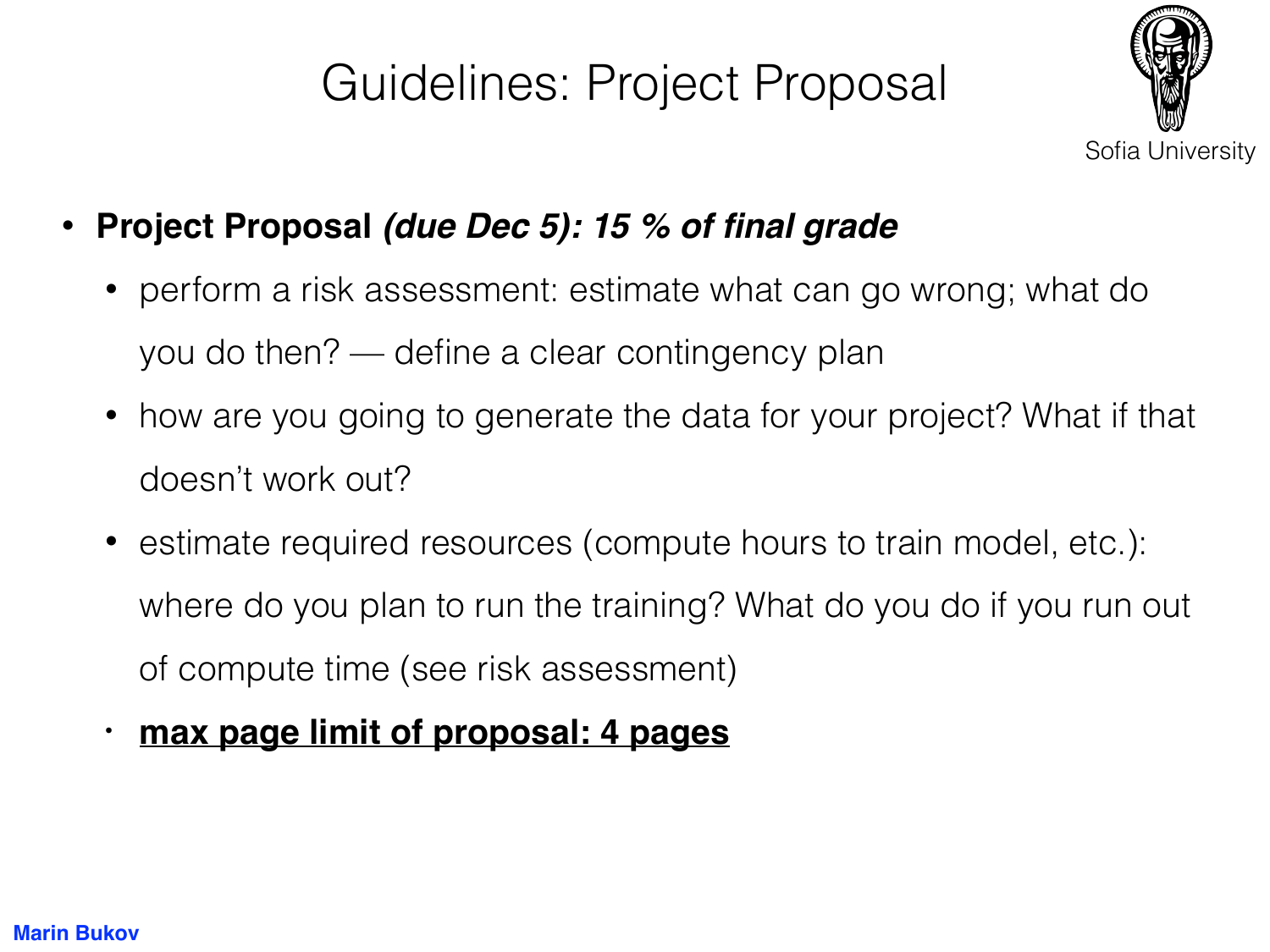# Guidelines: Project Proposal

- **Project Proposal *(due Dec 5): 15 % of final grade***
  - perform a risk assessment: estimate what can go wrong; what do you do then? — define a clear contingency plan
  - how are you going to generate the data for your project? What if that doesn't work out?
  - estimate required resources (compute hours to train model, etc.): where do you plan to run the training? What do you do if you run out of compute time (see risk assessment)
  - <u>**max page limit of proposal: 4 pages**</u>